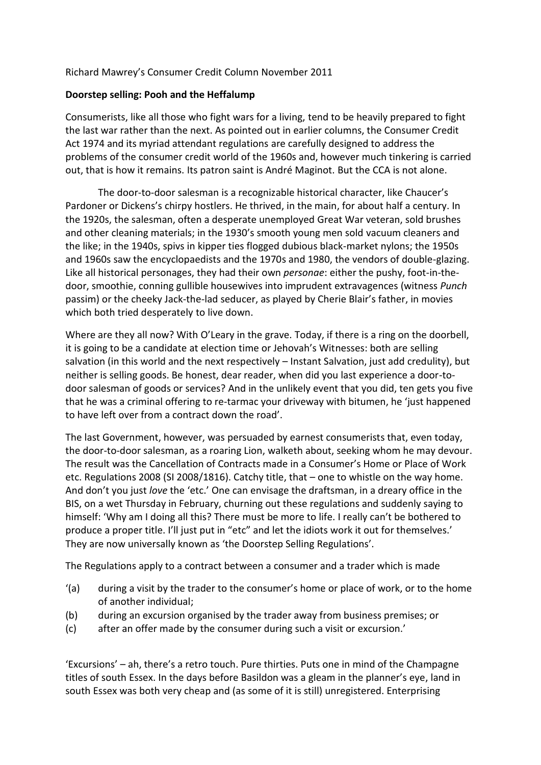Richard Mawrey's Consumer Credit Column November 2011

**Doorstep selling: Pooh and the Heffalump**

Consumerists, like all those who fight wars for a living, tend to be heavily prepared to fight the last war rather than the next. As pointed out in earlier columns, the Consumer Credit Act 1974 and its myriad attendant regulations are carefully designed to address the problems of the consumer credit world of the 1960s and, however much tinkering is carried out, that is how it remains. Its patron saint is André Maginot. But the CCA is not alone.

The door-to-door salesman is a recognizable historical character, like Chaucer's Pardoner or Dickens's chirpy hostlers. He thrived, in the main, for about half a century. In the 1920s, the salesman, often a desperate unemployed Great War veteran, sold brushes and other cleaning materials; in the 1930's smooth young men sold vacuum cleaners and the like; in the 1940s, spivs in kipper ties flogged dubious black-market nylons; the 1950s and 1960s saw the encyclopaedists and the 1970s and 1980, the vendors of double-glazing. Like all historical personages, they had their own *personae*: either the pushy, foot-in-the-door, smoothie, conning gullible housewives into imprudent extravagences (witness *Punch* passim) or the cheeky Jack-the-lad seducer, as played by Cherie Blair's father, in movies which both tried desperately to live down.

Where are they all now? With O'Leary in the grave. Today, if there is a ring on the doorbell, it is going to be a candidate at election time or Jehovah's Witnesses: both are selling salvation (in this world and the next respectively – Instant Salvation, just add credulity), but neither is selling goods. Be honest, dear reader, when did you last experience a door-to-door salesman of goods or services? And in the unlikely event that you did, ten gets you five that he was a criminal offering to re-tarmac your driveway with bitumen, he 'just happened to have left over from a contract down the road'.

The last Government, however, was persuaded by earnest consumerists that, even today, the door-to-door salesman, as a roaring Lion, walketh about, seeking whom he may devour. The result was the Cancellation of Contracts made in a Consumer's Home or Place of Work etc. Regulations 2008 (SI 2008/1816). Catchy title, that – one to whistle on the way home. And don't you just *love* the 'etc.' One can envisage the draftsman, in a dreary office in the BIS, on a wet Thursday in February, churning out these regulations and suddenly saying to himself: 'Why am I doing all this? There must be more to life. I really can't be bothered to produce a proper title. I'll just put in "etc" and let the idiots work it out for themselves.' They are now universally known as 'the Doorstep Selling Regulations'.

The Regulations apply to a contract between a consumer and a trader which is made

'(a) during a visit by the trader to the consumer's home or place of work, or to the home of another individual;
(b) during an excursion organised by the trader away from business premises; or
(c) after an offer made by the consumer during such a visit or excursion.'

'Excursions' – ah, there's a retro touch. Pure thirties. Puts one in mind of the Champagne titles of south Essex. In the days before Basildon was a gleam in the planner's eye, land in south Essex was both very cheap and (as some of it is still) unregistered. Enterprising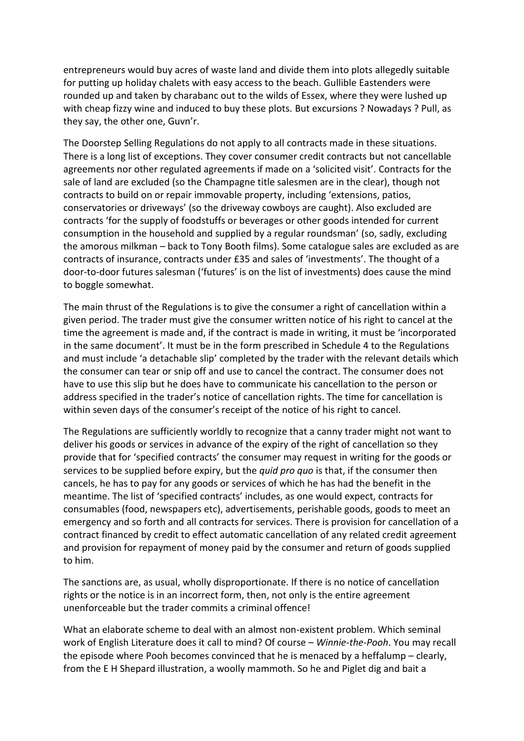entrepreneurs would buy acres of waste land and divide them into plots allegedly suitable for putting up holiday chalets with easy access to the beach. Gullible Eastenders were rounded up and taken by charabanc out to the wilds of Essex, where they were lushed up with cheap fizzy wine and induced to buy these plots. But excursions ? Nowadays ? Pull, as they say, the other one, Guvn'r.

The Doorstep Selling Regulations do not apply to all contracts made in these situations. There is a long list of exceptions. They cover consumer credit contracts but not cancellable agreements nor other regulated agreements if made on a 'solicited visit'. Contracts for the sale of land are excluded (so the Champagne title salesmen are in the clear), though not contracts to build on or repair immovable property, including 'extensions, patios, conservatories or driveways' (so the driveway cowboys are caught). Also excluded are contracts 'for the supply of foodstuffs or beverages or other goods intended for current consumption in the household and supplied by a regular roundsman' (so, sadly, excluding the amorous milkman – back to Tony Booth films). Some catalogue sales are excluded as are contracts of insurance, contracts under £35 and sales of 'investments'. The thought of a door-to-door futures salesman ('futures' is on the list of investments) does cause the mind to boggle somewhat.

The main thrust of the Regulations is to give the consumer a right of cancellation within a given period. The trader must give the consumer written notice of his right to cancel at the time the agreement is made and, if the contract is made in writing, it must be 'incorporated in the same document'. It must be in the form prescribed in Schedule 4 to the Regulations and must include 'a detachable slip' completed by the trader with the relevant details which the consumer can tear or snip off and use to cancel the contract. The consumer does not have to use this slip but he does have to communicate his cancellation to the person or address specified in the trader's notice of cancellation rights. The time for cancellation is within seven days of the consumer's receipt of the notice of his right to cancel.

The Regulations are sufficiently worldly to recognize that a canny trader might not want to deliver his goods or services in advance of the expiry of the right of cancellation so they provide that for 'specified contracts' the consumer may request in writing for the goods or services to be supplied before expiry, but the *quid pro quo* is that, if the consumer then cancels, he has to pay for any goods or services of which he has had the benefit in the meantime. The list of 'specified contracts' includes, as one would expect, contracts for consumables (food, newspapers etc), advertisements, perishable goods, goods to meet an emergency and so forth and all contracts for services. There is provision for cancellation of a contract financed by credit to effect automatic cancellation of any related credit agreement and provision for repayment of money paid by the consumer and return of goods supplied to him.

The sanctions are, as usual, wholly disproportionate. If there is no notice of cancellation rights or the notice is in an incorrect form, then, not only is the entire agreement unenforceable but the trader commits a criminal offence!

What an elaborate scheme to deal with an almost non-existent problem. Which seminal work of English Literature does it call to mind? Of course – *Winnie-the-Pooh*. You may recall the episode where Pooh becomes convinced that he is menaced by a heffalump – clearly, from the E H Shepard illustration, a woolly mammoth. So he and Piglet dig and bait a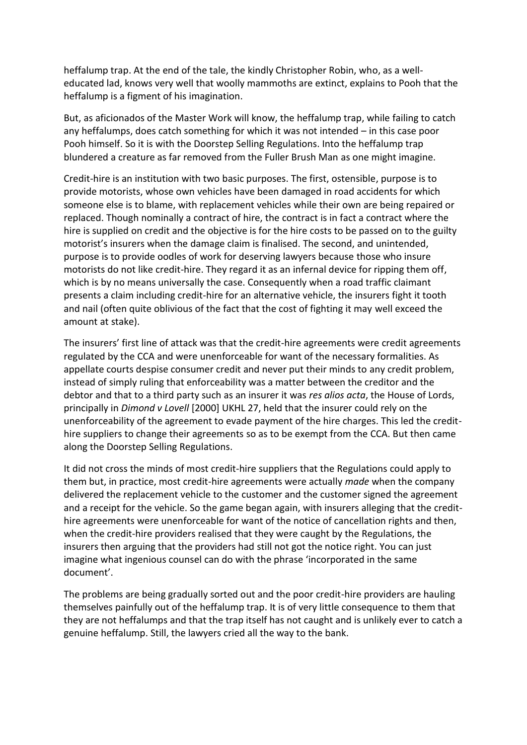heffalump trap. At the end of the tale, the kindly Christopher Robin, who, as a well-educated lad, knows very well that woolly mammoths are extinct, explains to Pooh that the heffalump is a figment of his imagination.

But, as aficionados of the Master Work will know, the heffalump trap, while failing to catch any heffalumps, does catch something for which it was not intended – in this case poor Pooh himself. So it is with the Doorstep Selling Regulations. Into the heffalump trap blundered a creature as far removed from the Fuller Brush Man as one might imagine.

Credit-hire is an institution with two basic purposes. The first, ostensible, purpose is to provide motorists, whose own vehicles have been damaged in road accidents for which someone else is to blame, with replacement vehicles while their own are being repaired or replaced. Though nominally a contract of hire, the contract is in fact a contract where the hire is supplied on credit and the objective is for the hire costs to be passed on to the guilty motorist's insurers when the damage claim is finalised. The second, and unintended, purpose is to provide oodles of work for deserving lawyers because those who insure motorists do not like credit-hire. They regard it as an infernal device for ripping them off, which is by no means universally the case. Consequently when a road traffic claimant presents a claim including credit-hire for an alternative vehicle, the insurers fight it tooth and nail (often quite oblivious of the fact that the cost of fighting it may well exceed the amount at stake).

The insurers' first line of attack was that the credit-hire agreements were credit agreements regulated by the CCA and were unenforceable for want of the necessary formalities. As appellate courts despise consumer credit and never put their minds to any credit problem, instead of simply ruling that enforceability was a matter between the creditor and the debtor and that to a third party such as an insurer it was *res alios acta*, the House of Lords, principally in *Dimond v Lovell* [2000] UKHL 27, held that the insurer could rely on the unenforceability of the agreement to evade payment of the hire charges. This led the credit-hire suppliers to change their agreements so as to be exempt from the CCA. But then came along the Doorstep Selling Regulations.

It did not cross the minds of most credit-hire suppliers that the Regulations could apply to them but, in practice, most credit-hire agreements were actually *made* when the company delivered the replacement vehicle to the customer and the customer signed the agreement and a receipt for the vehicle. So the game began again, with insurers alleging that the credit-hire agreements were unenforceable for want of the notice of cancellation rights and then, when the credit-hire providers realised that they were caught by the Regulations, the insurers then arguing that the providers had still not got the notice right. You can just imagine what ingenious counsel can do with the phrase 'incorporated in the same document'.

The problems are being gradually sorted out and the poor credit-hire providers are hauling themselves painfully out of the heffalump trap. It is of very little consequence to them that they are not heffalumps and that the trap itself has not caught and is unlikely ever to catch a genuine heffalump. Still, the lawyers cried all the way to the bank.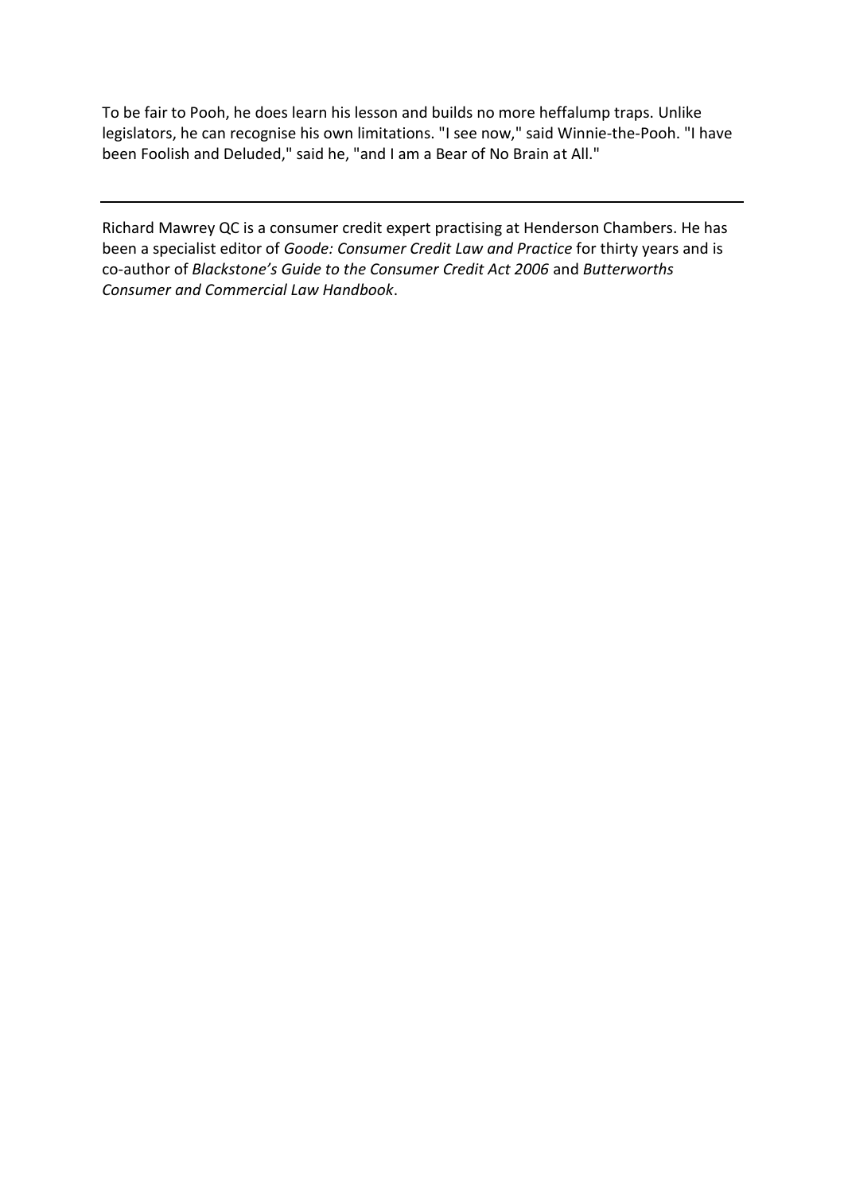To be fair to Pooh, he does learn his lesson and builds no more heffalump traps. Unlike legislators, he can recognise his own limitations. "I see now," said Winnie-the-Pooh. "I have been Foolish and Deluded," said he, "and I am a Bear of No Brain at All."

---

Richard Mawrey QC is a consumer credit expert practising at Henderson Chambers. He has been a specialist editor of *Goode: Consumer Credit Law and Practice* for thirty years and is co-author of *Blackstone's Guide to the Consumer Credit Act 2006* and *Butterworths Consumer and Commercial Law Handbook*.